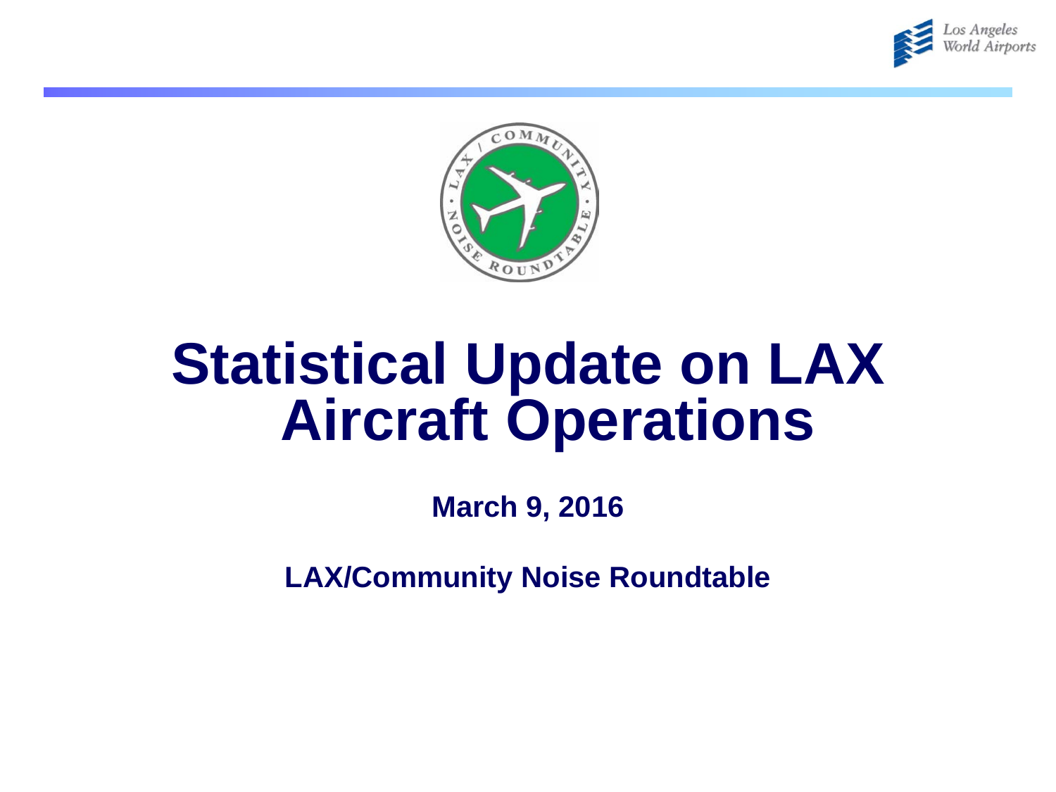# Statistical Update on LAX Aircraft Operations

**March 9, 2016**

**LAX/Community Noise Roundtable**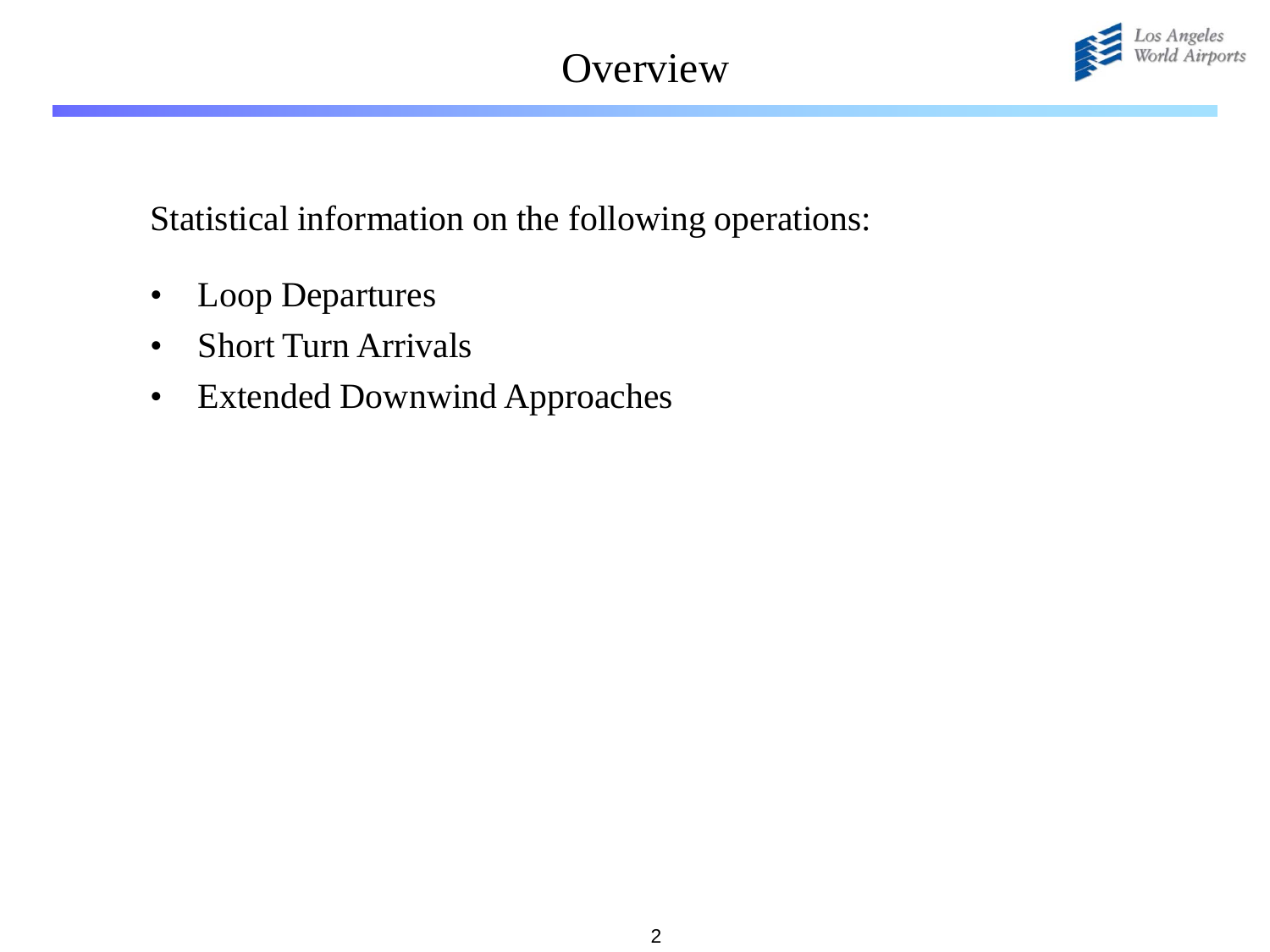# Overview

Statistical information on the following operations:

- Loop Departures
- Short Turn Arrivals
- Extended Downwind Approaches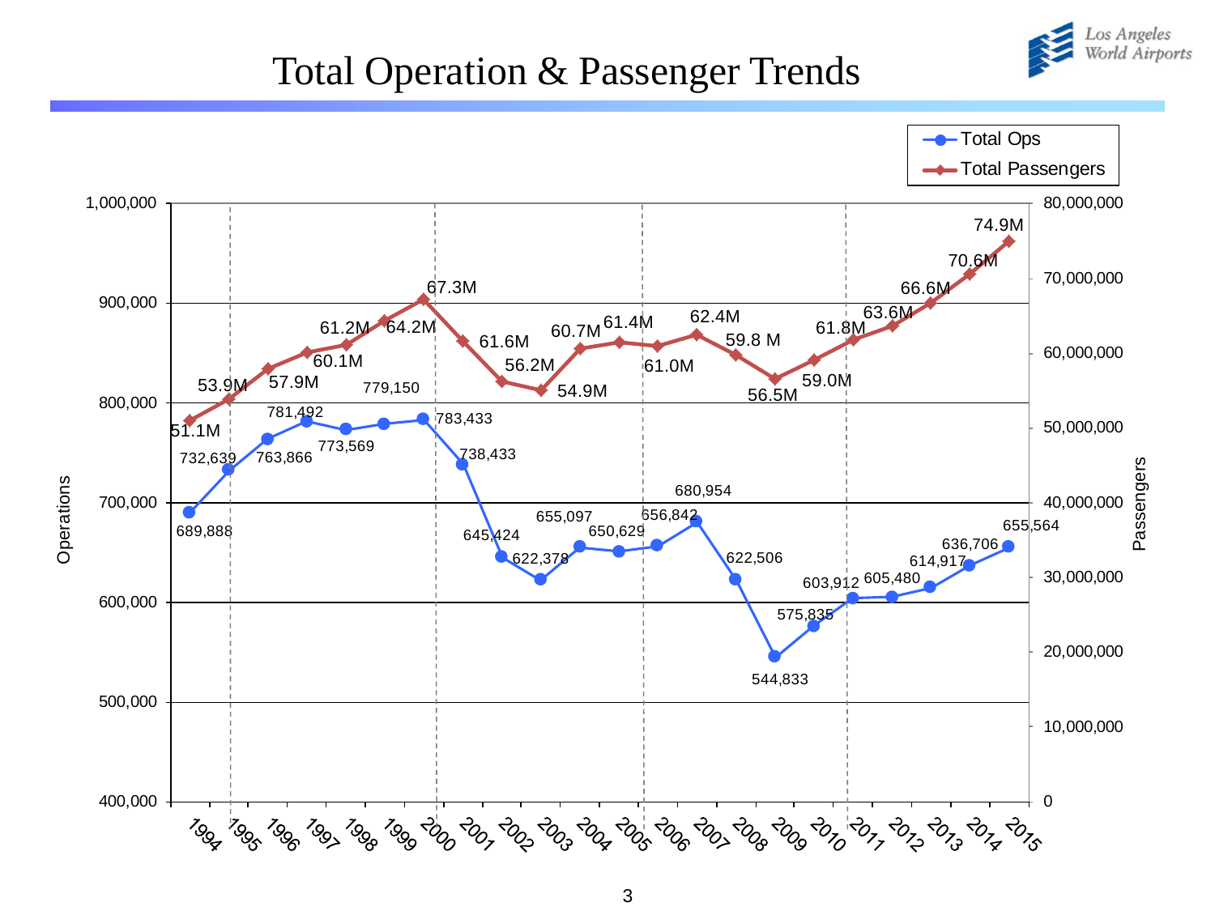# Total Operation & Passenger Trends

| Year | Total Ops | Total Passengers |
|---|---|---|
| 1994 | 689,888 | 51.1M |
| 1995 | 732,639 | 53.9M |
| 1996 | 763,866 | 57.9M |
| 1997 | 781,492 | 60.1M |
| 1998 | 773,569 | 61.2M |
| 1999 | 779,150 | 64.2M |
| 2000 | 783,433 | 67.3M |
| 2001 | 738,433 | 61.6M |
| 2002 | 645,424 | 56.2M |
| 2003 | 622,378 | 54.9M |
| 2004 | 655,097 | 60.7M |
| 2005 | 650,629 | 61.4M |
| 2006 | 656,842 | 61.0M |
| 2007 | 680,954 | 62.4M |
| 2008 | 622,506 | 59.8 M |
| 2009 | 544,833 | 56.5M |
| 2010 | 575,835 | 59.0M |
| 2011 | 603,912 | 61.8M |
| 2012 | 605,480 | 63.6M |
| 2013 | 614,917 | 66.6M |
| 2014 | 636,706 | 70.6M |
| 2015 | 655,564 | 74.9M |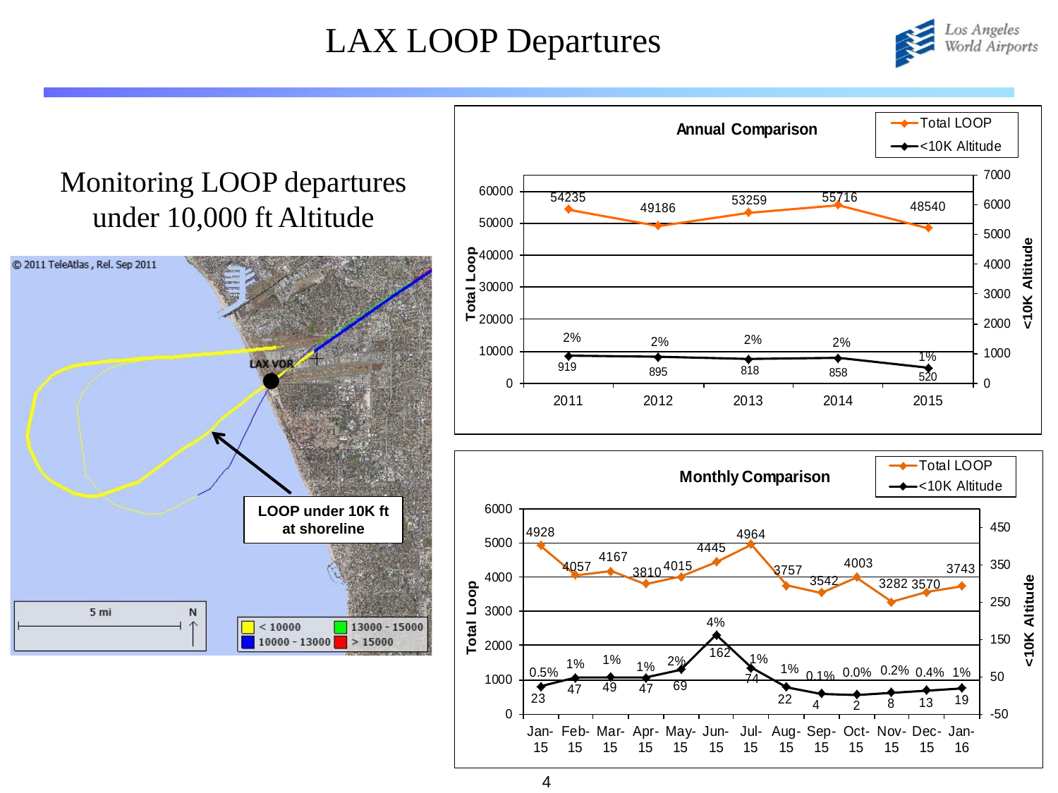# LAX LOOP Departures

Monitoring LOOP departures under 10,000 ft Altitude

LOOP under 10K ft at shoreline

**Annual Comparison**

| Year | Total LOOP | <10K Altitude | % |
|---|---|---|---|
| 2011 | 54235 | 919 | 2% |
| 2012 | 49186 | 895 | 2% |
| 2013 | 53259 | 818 | 2% |
| 2014 | 55716 | 858 | 2% |
| 2015 | 48540 | 520 | 1% |

**Monthly Comparison**

| Month | Total LOOP | <10K Altitude | % |
|---|---|---|---|
| Jan-15 | 4928 | 23 | 0.5% |
| Feb-15 | 4057 | 47 | 1% |
| Mar-15 | 4167 | 49 | 1% |
| Apr-15 | 3810 | 47 | 1% |
| May-15 | 4015 | 69 | 2% |
| Jun-15 | 4445 | 162 | 4% |
| Jul-15 | 4964 | 74 | 1% |
| Aug-15 | 3757 | 22 | 1% |
| Sep-15 | 3542 | 4 | 0.1% |
| Oct-15 | 4003 | 2 | 0.0% |
| Nov-15 | 3282 | 8 | 0.2% |
| Dec-15 | 3570 | 13 | 0.4% |
| Jan-16 | 3743 | 19 | 1% |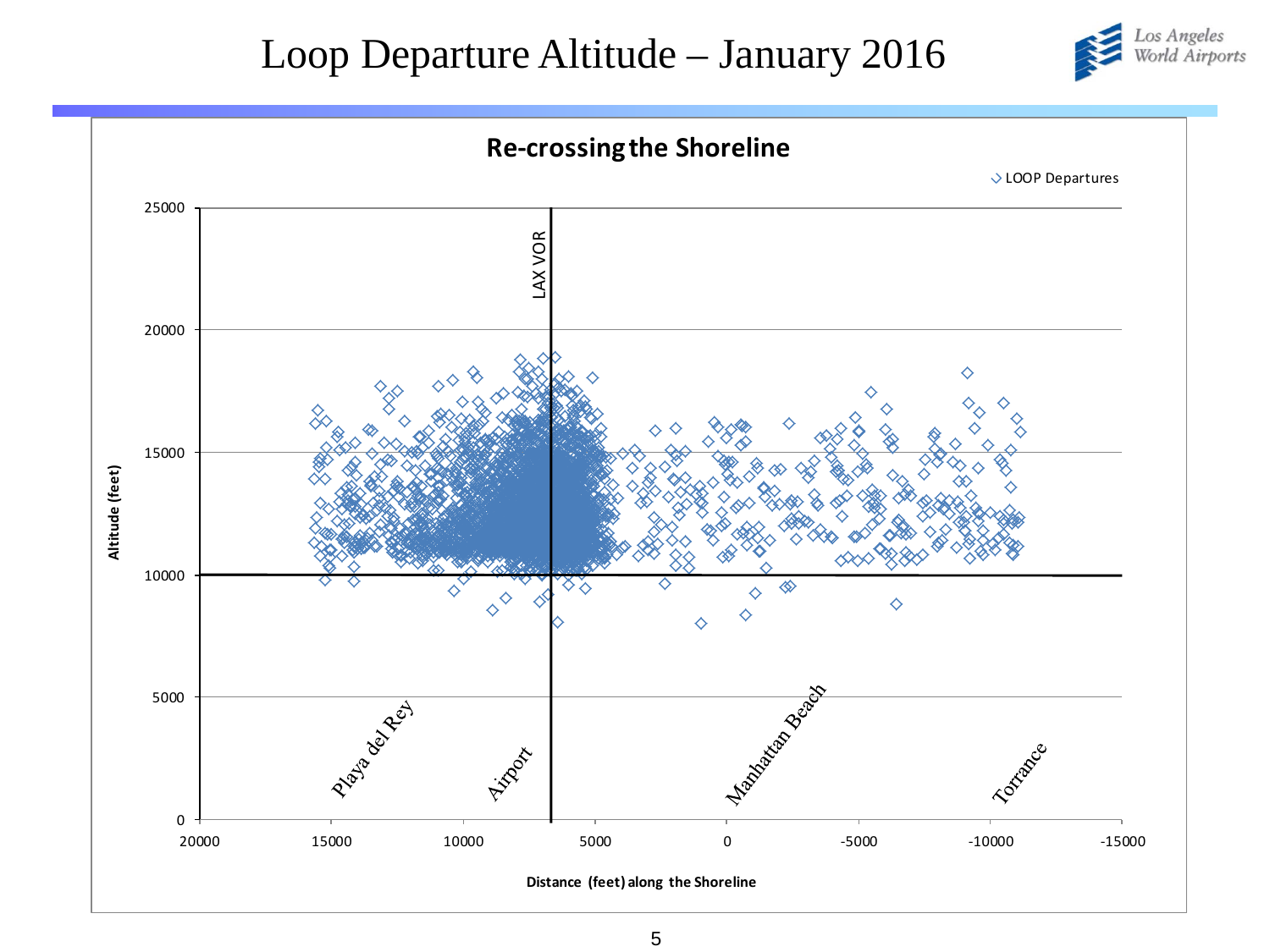# Loop Departure Altitude – January 2016

## Re-crossing the Shoreline

LOOP Departures

LAX VOR

Altitude (feet)

25000
20000
15000
10000
5000
0

Playa del Rey

Airport

Manhattan Beach

Torrance

20000 15000 10000 5000 0 -5000 -10000 -15000

Distance (feet) along the Shoreline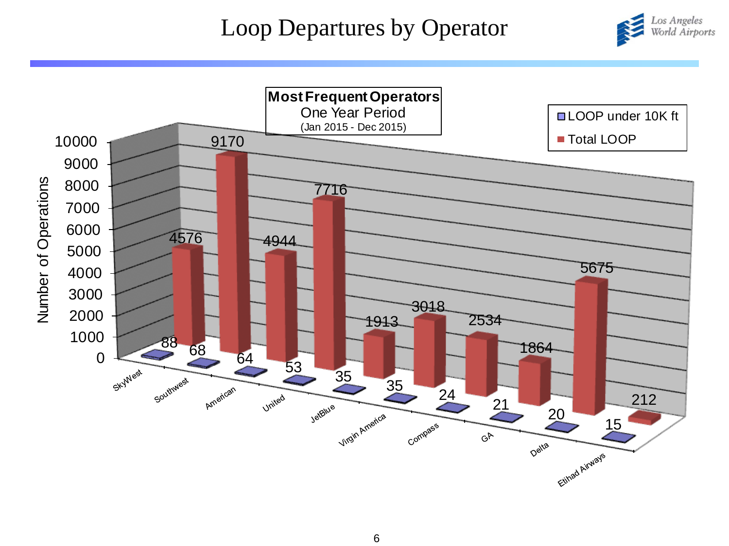# Loop Departures by Operator

**Most Frequent Operators**
One Year Period
(Jan 2015 - Dec 2015)

| Operator | LOOP under 10K ft | Total LOOP |
| --- | --- | --- |
| SkyWest | 88 | 4576 |
| Southwest | 68 | 9170 |
| American | 64 | 4944 |
| United | 53 | 7716 |
| JetBlue | 35 | 1913 |
| Virgin America | 35 | 3018 |
| Compass | 24 | 2534 |
| GA | 21 | 1864 |
| Delta | 20 | 5675 |
| Etihad Airways | 15 | 212 |

Number of Operations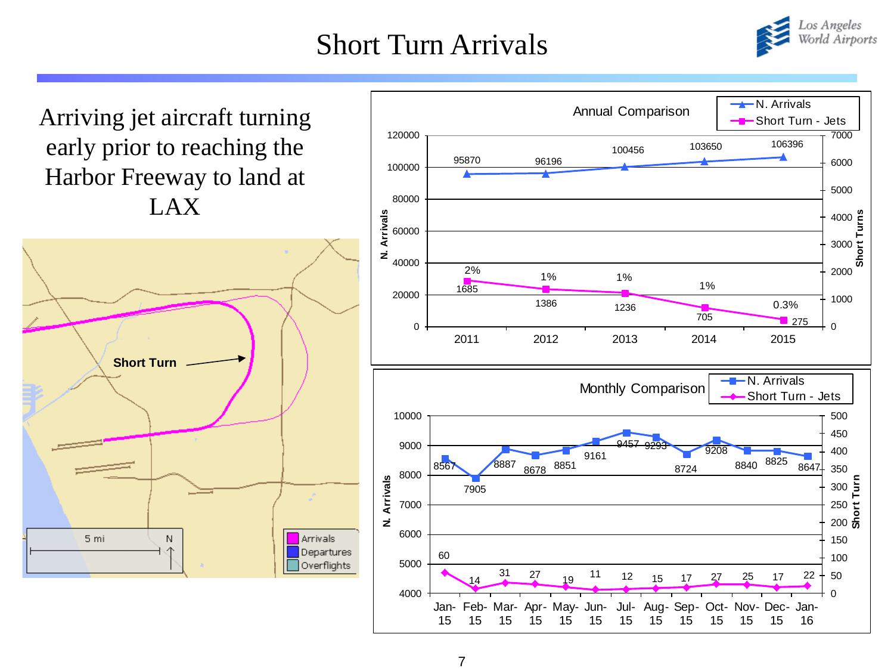# Short Turn Arrivals

Arriving jet aircraft turning early prior to reaching the Harbor Freeway to land at LAX

Short Turn

5 mi

N

Arrivals
Departures
Overflights

**Annual Comparison**

| Year | N. Arrivals | Short Turn - Jets | % |
|---|---|---|---|
| 2011 | 95870 | 1685 | 2% |
| 2012 | 96196 | 1386 | 1% |
| 2013 | 100456 | 1236 | 1% |
| 2014 | 103650 | 705 | 1% |
| 2015 | 106396 | 275 | 0.3% |

**Monthly Comparison**

| Month | N. Arrivals | Short Turn - Jets |
|---|---|---|
| Jan-15 | 8567 | 60 |
| Feb-15 | 7905 | 14 |
| Mar-15 | 8887 | 31 |
| Apr-15 | 8678 | 27 |
| May-15 | 8851 | 19 |
| Jun-15 | 9161 | 11 |
| Jul-15 | 9457 | 12 |
| Aug-15 | 9293 | 15 |
| Sep-15 | 8724 | 17 |
| Oct-15 | 9208 | 27 |
| Nov-15 | 8840 | 25 |
| Dec-15 | 8825 | 17 |
| Jan-16 | 8647 | 22 |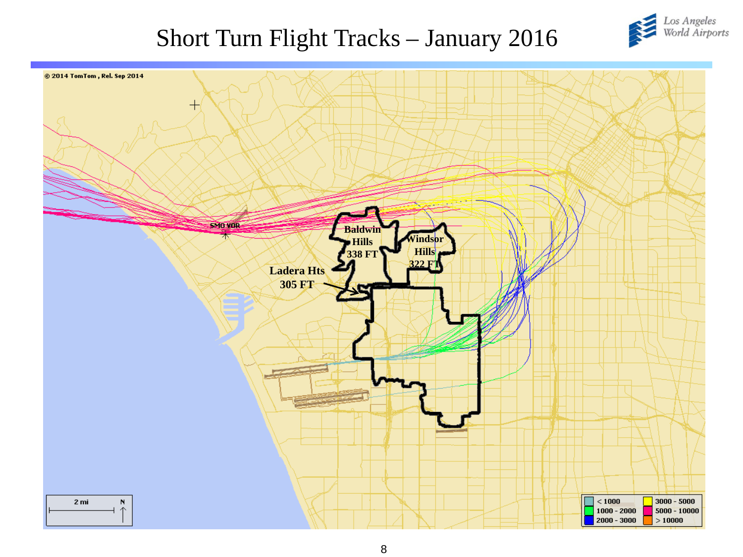# Short Turn Flight Tracks – January 2016

© 2014 TomTom , Rel. Sep 2014

SMO VOR

Baldwin Hills 338 FT

Windsor Hills 322 FT

Ladera Hts 305 FT

2 mi N

| | | | |
|---|---|---|---|
| < 1000 | | 3000 - 5000 | |
| 1000 - 2000 | | 5000 - 10000 | |
| 2000 - 3000 | | > 10000 | |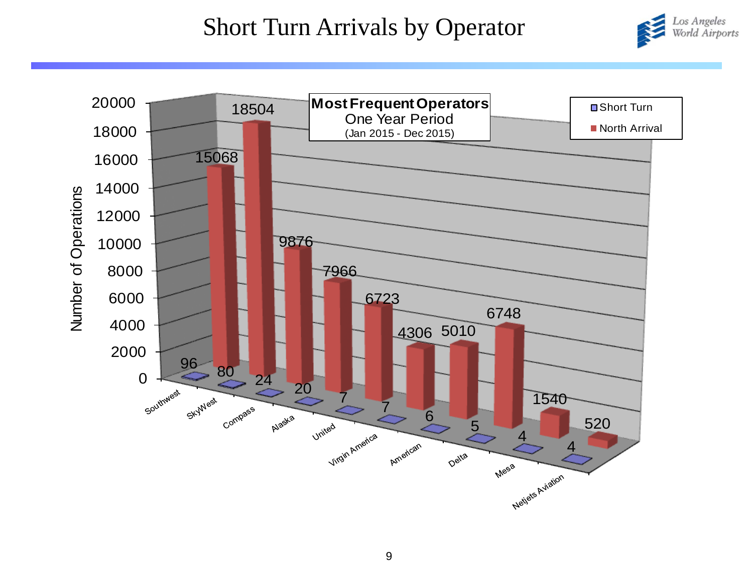# Short Turn Arrivals by Operator

**Most Frequent Operators**
One Year Period
(Jan 2015 - Dec 2015)

| Operator | Short Turn | North Arrival |
|---|---|---|
| Southwest | 96 | 15068 |
| SkyWest | 80 | 18504 |
| Compass | 24 | 9876 |
| Alaska | 20 | 7966 |
| United | 7 | 6723 |
| Virgin America | 7 | 4306 |
| American | 6 | 5010 |
| Delta | 5 | 6748 |
| Mesa | 4 | 1540 |
| Netjets Aviation | 4 | 520 |

Number of Operations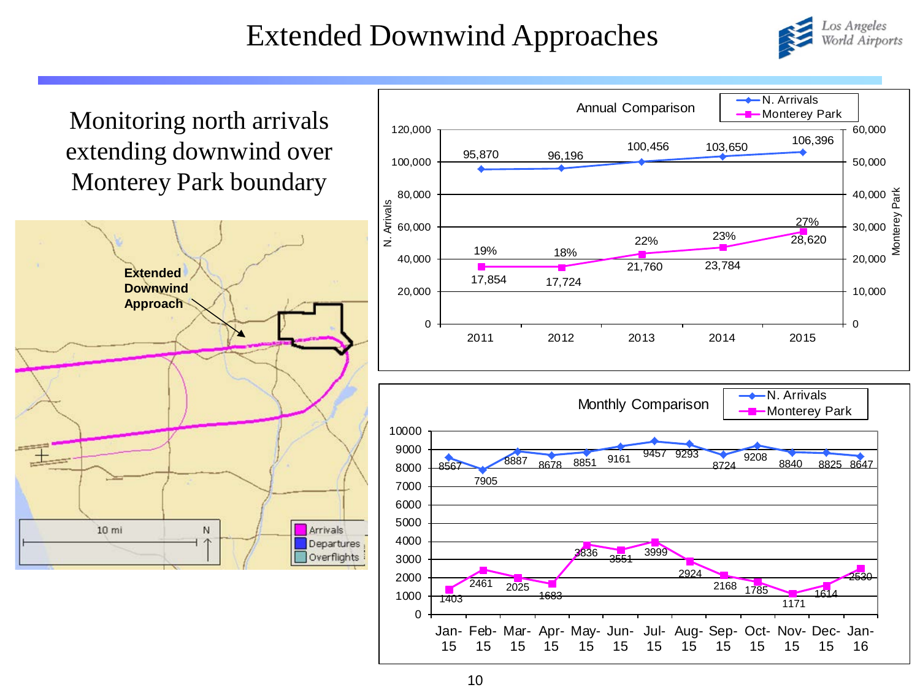# Extended Downwind Approaches

Monitoring north arrivals extending downwind over Monterey Park boundary

Extended Downwind Approach

Arrivals
Departures
Overflights

10 mi

N

**Annual Comparison**

| Year | N. Arrivals | Monterey Park | % |
|---|---|---|---|
| 2011 | 95,870 | 17,854 | 19% |
| 2012 | 96,196 | 17,724 | 18% |
| 2013 | 100,456 | 21,760 | 22% |
| 2014 | 103,650 | 23,784 | 23% |
| 2015 | 106,396 | 28,620 | 27% |

**Monthly Comparison**

| Month | N. Arrivals | Monterey Park |
|---|---|---|
| Jan-15 | 8567 | 1403 |
| Feb-15 | 7905 | 2461 |
| Mar-15 | 8887 | 2025 |
| Apr-15 | 8678 | 1683 |
| May-15 | 8851 | 3836 |
| Jun-15 | 9161 | 3551 |
| Jul-15 | 9457 | 3999 |
| Aug-15 | 9293 | 2924 |
| Sep-15 | 8724 | 2168 |
| Oct-15 | 9208 | 1785 |
| Nov-15 | 8840 | 1171 |
| Dec-15 | 8825 | 1614 |
| Jan-16 | 8647 | 2530 |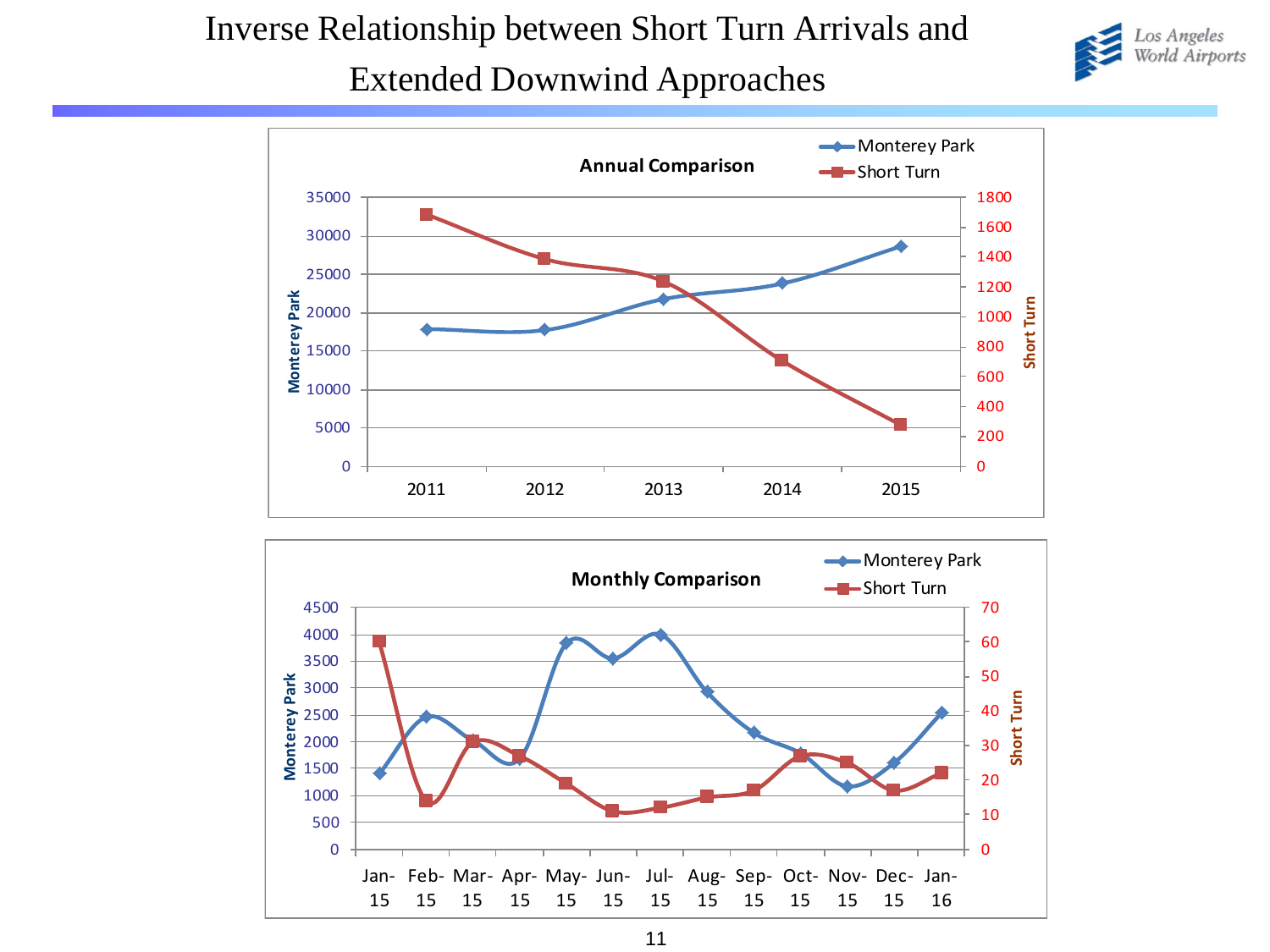# Inverse Relationship between Short Turn Arrivals and Extended Downwind Approaches

Los Angeles World Airports

**Annual Comparison**

Monterey Park | Short Turn

Monterey Park: 35000, 30000, 25000, 20000, 15000, 10000, 5000, 0

Short Turn: 1800, 1600, 1400, 1200, 1000, 800, 600, 400, 200, 0

2011, 2012, 2013, 2014, 2015

**Monthly Comparison**

Monterey Park | Short Turn

Monterey Park: 4500, 4000, 3500, 3000, 2500, 2000, 1500, 1000, 500, 0

Short Turn: 70, 60, 50, 40, 30, 20, 10, 0

Jan-15, Feb-15, Mar-15, Apr-15, May-15, Jun-15, Jul-15, Aug-15, Sep-15, Oct-15, Nov-15, Dec-15, Jan-16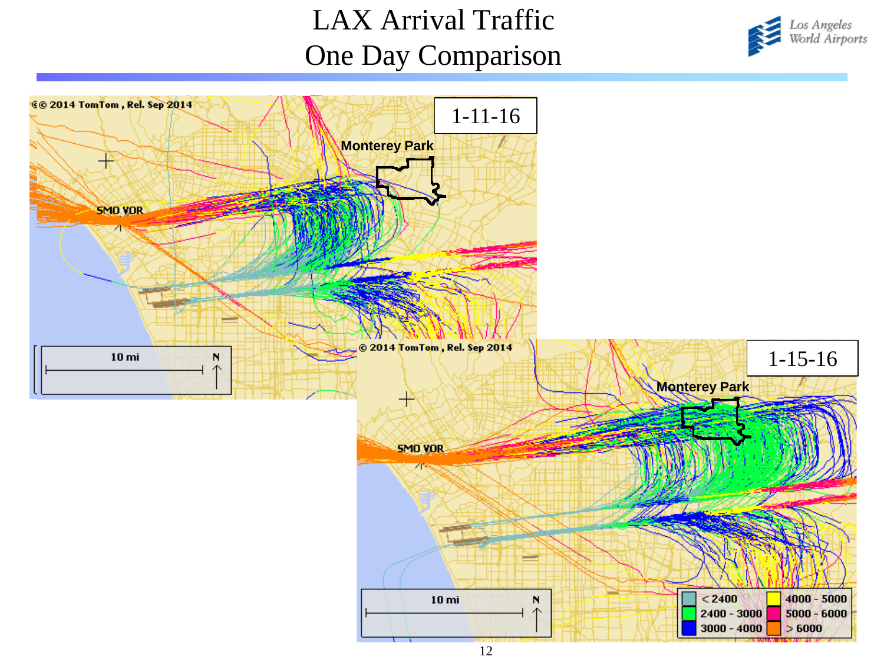# LAX Arrival Traffic
# One Day Comparison

1-11-16

Monterey Park

SMO VOR

10 mi

1-15-16

Monterey Park

SMO VOR

10 mi

| | | | |
|---|---|---|---|
| < 2400 | 2400 - 3000 | 3000 - 4000 | |
| 4000 - 5000 | 5000 - 6000 | > 6000 | |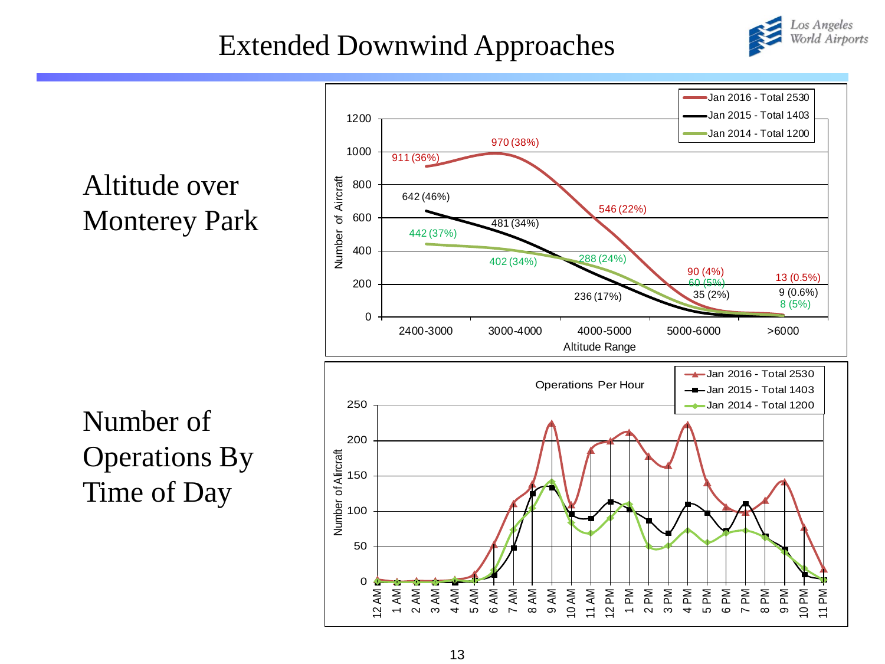# Extended Downwind Approaches

## Altitude over Monterey Park

| Altitude Range | Jan 2016 - Total 2530 | Jan 2015 - Total 1403 | Jan 2014 - Total 1200 |
| --- | --- | --- | --- |
| 2400-3000 | 911 (36%) | 642 (46%) | 442 (37%) |
| 3000-4000 | 970 (38%) | 481 (34%) | 402 (34%) |
| 4000-5000 | 546 (22%) | 236 (17%) | 288 (24%) |
| 5000-6000 | 90 (4%) | 35 (2%) | 60 (5%) |
| >6000 | 13 (0.5%) | 9 (0.6%) | 8 (5%) |

## Number of Operations By Time of Day

Operations Per Hour

Legend: Jan 2016 - Total 2530; Jan 2015 - Total 1403; Jan 2014 - Total 1200

Y-axis: Number of Aircraft (0–250). X-axis: 12 AM, 1 AM, 2 AM, 3 AM, 4 AM, 5 AM, 6 AM, 7 AM, 8 AM, 9 AM, 10 AM, 11 AM, 12 PM, 1 PM, 2 PM, 3 PM, 4 PM, 5 PM, 6 PM, 7 PM, 8 PM, 9 PM, 10 PM, 11 PM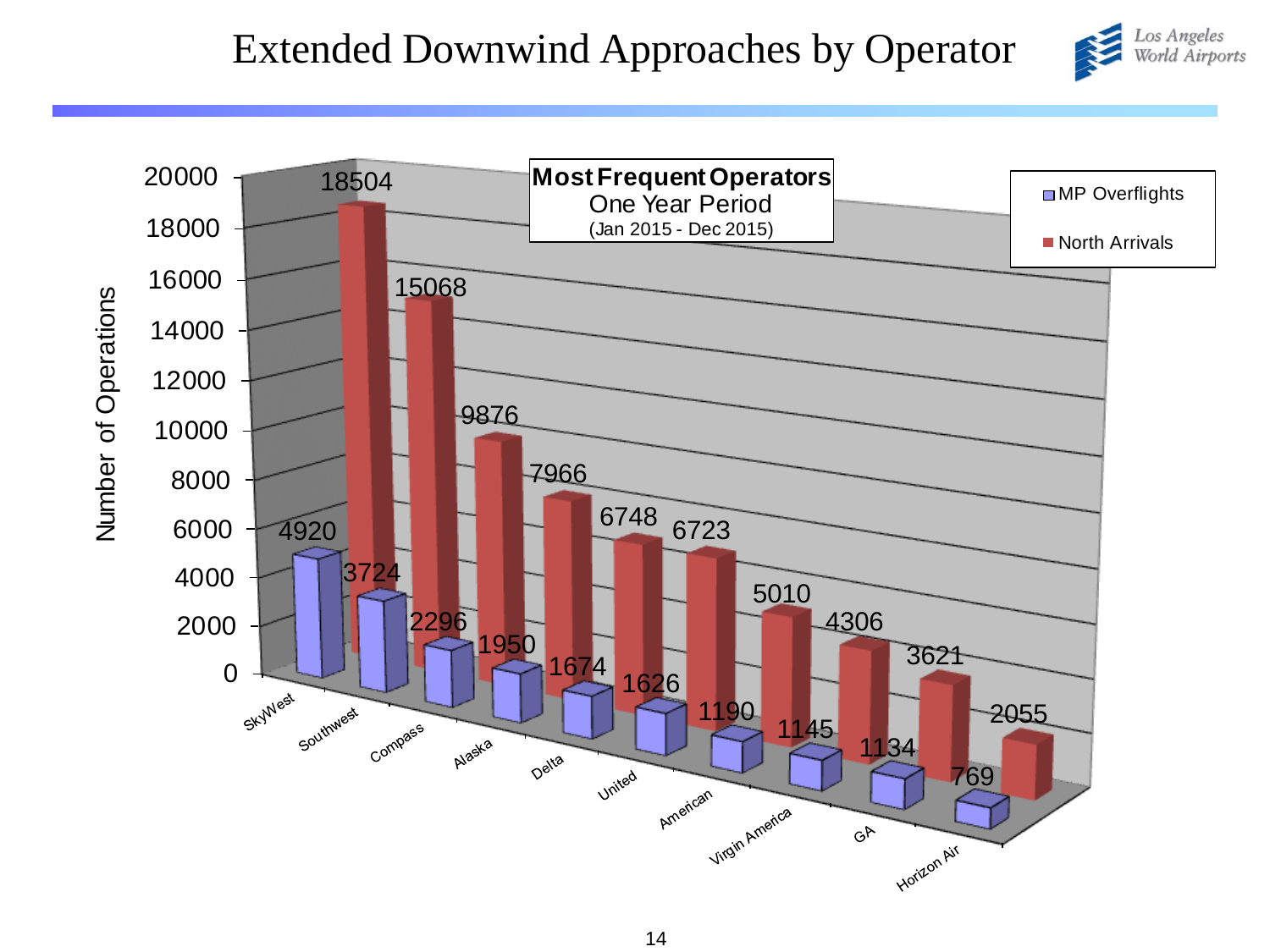# Extended Downwind Approaches by Operator

Los Angeles World Airports

**Most Frequent Operators**
One Year Period
(Jan 2015 - Dec 2015)

MP Overflights
North Arrivals

Number of Operations

20000
18000
16000
14000
12000
10000
8000
6000
4000
2000
0

SkyWest
Southwest
Compass
Alaska
Delta
United
American
Virgin America
GA
Horizon Air

18504
15068
9876
7966
6748
6723
5010
4306
3621
2055

4920
3724
2296
1950
1674
1626
1190
1145
1134
769